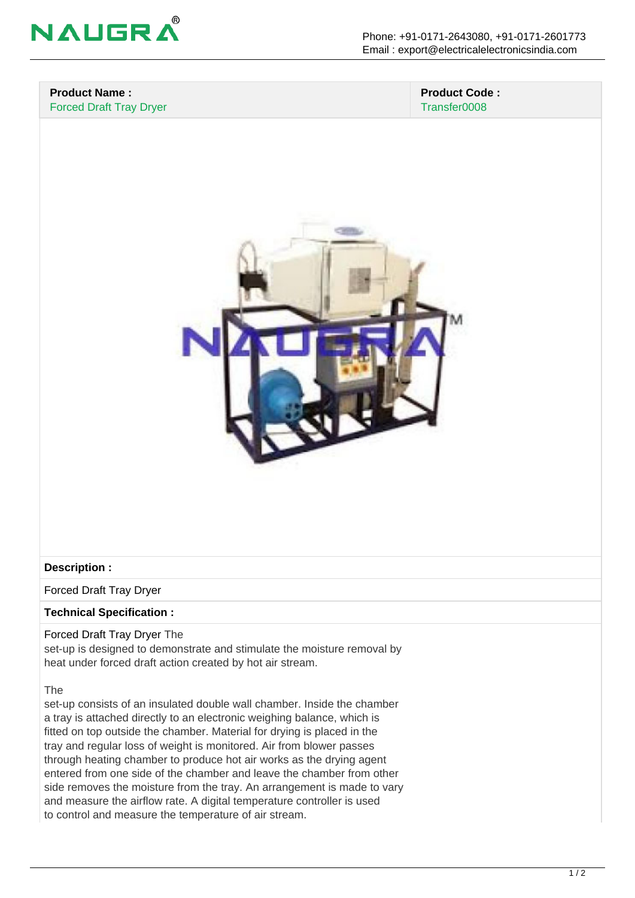| **Product Name :** | **Product Code :** |
|---|---|
| Forced Draft Tray Dryer | Transfer0008 |

**Description :**

Forced Draft Tray Dryer

**Technical Specification :**

Forced Draft Tray Dryer The set-up is designed to demonstrate and stimulate the moisture removal by heat under forced draft action created by hot air stream.

The set-up consists of an insulated double wall chamber. Inside the chamber a tray is attached directly to an electronic weighing balance, which is fitted on top outside the chamber. Material for drying is placed in the tray and regular loss of weight is monitored. Air from blower passes through heating chamber to produce hot air works as the drying agent entered from one side of the chamber and leave the chamber from other side removes the moisture from the tray. An arrangement is made to vary and measure the airflow rate. A digital temperature controller is used to control and measure the temperature of air stream.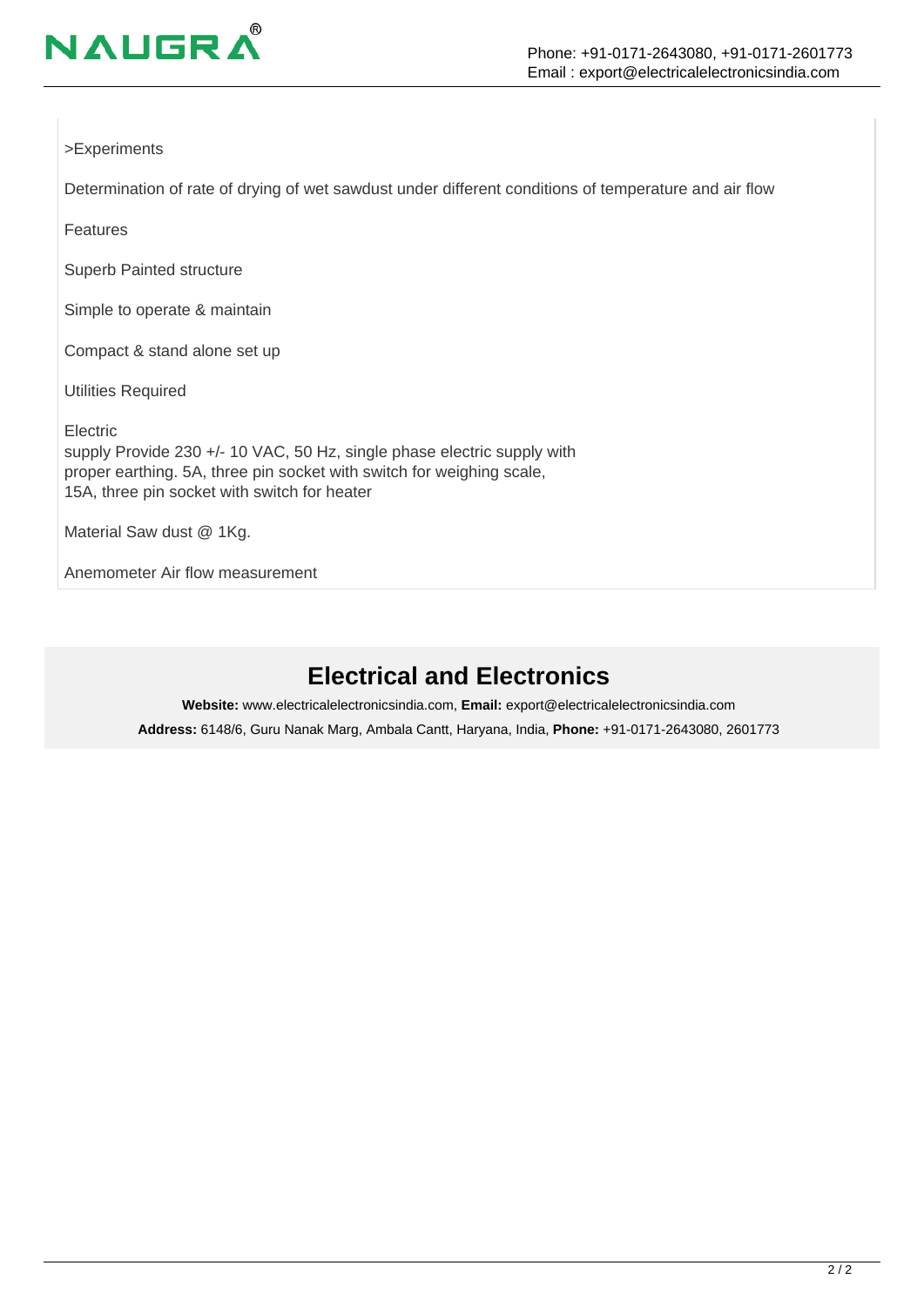>Experiments

Determination of rate of drying of wet sawdust under different conditions of temperature and air flow

Features

Superb Painted structure

Simple to operate & maintain

Compact & stand alone set up

Utilities Required

Electric
supply Provide 230 +/- 10 VAC, 50 Hz, single phase electric supply with
proper earthing. 5A, three pin socket with switch for weighing scale,
15A, three pin socket with switch for heater

Material Saw dust @ 1Kg.

Anemometer Air flow measurement

## Electrical and Electronics

**Website:** www.electricalelectronicsindia.com, **Email:** export@electricalelectronicsindia.com

**Address:** 6148/6, Guru Nanak Marg, Ambala Cantt, Haryana, India, **Phone:** +91-0171-2643080, 2601773